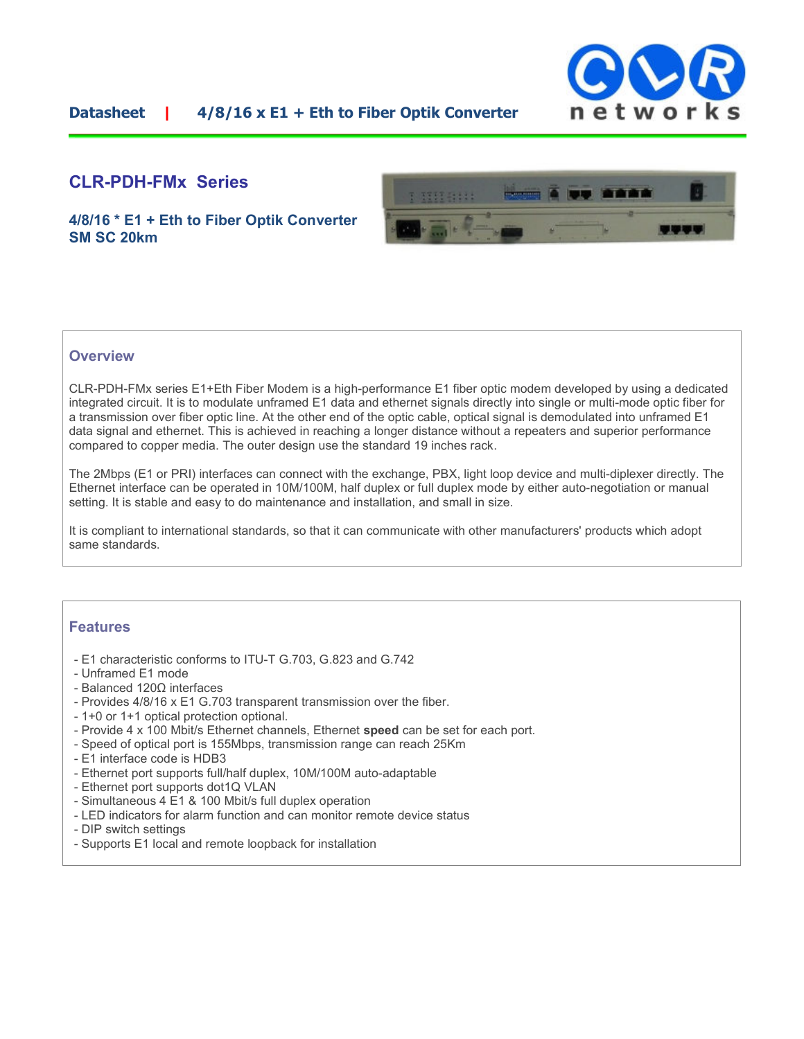**Datasheet | 4/8/16 x E1 + Eth to Fiber Optik Converter**

# CLR-PDH-FMx Series

**4/8/16 * E1 + Eth to Fiber Optik Converter SM SC 20km**

## Overview

CLR-PDH-FMx series E1+Eth Fiber Modem is a high-performance E1 fiber optic modem developed by using a dedicated integrated circuit. It is to modulate unframed E1 data and ethernet signals directly into single or multi-mode optic fiber for a transmission over fiber optic line. At the other end of the optic cable, optical signal is demodulated into unframed E1 data signal and ethernet. This is achieved in reaching a longer distance without a repeaters and superior performance compared to copper media. The outer design use the standard 19 inches rack.

The 2Mbps (E1 or PRI) interfaces can connect with the exchange, PBX, light loop device and multi-diplexer directly. The Ethernet interface can be operated in 10M/100M, half duplex or full duplex mode by either auto-negotiation or manual setting. It is stable and easy to do maintenance and installation, and small in size.

It is compliant to international standards, so that it can communicate with other manufacturers' products which adopt same standards.

## Features

- E1 characteristic conforms to ITU-T G.703, G.823 and G.742
- Unframed E1 mode
- Balanced 120Ω interfaces
- Provides 4/8/16 x E1 G.703 transparent transmission over the fiber.
- 1+0 or 1+1 optical protection optional.
- Provide 4 x 100 Mbit/s Ethernet channels, Ethernet **speed** can be set for each port.
- Speed of optical port is 155Mbps, transmission range can reach 25Km
- E1 interface code is HDB3
- Ethernet port supports full/half duplex, 10M/100M auto-adaptable
- Ethernet port supports dot1Q VLAN
- Simultaneous 4 E1 & 100 Mbit/s full duplex operation
- LED indicators for alarm function and can monitor remote device status
- DIP switch settings
- Supports E1 local and remote loopback for installation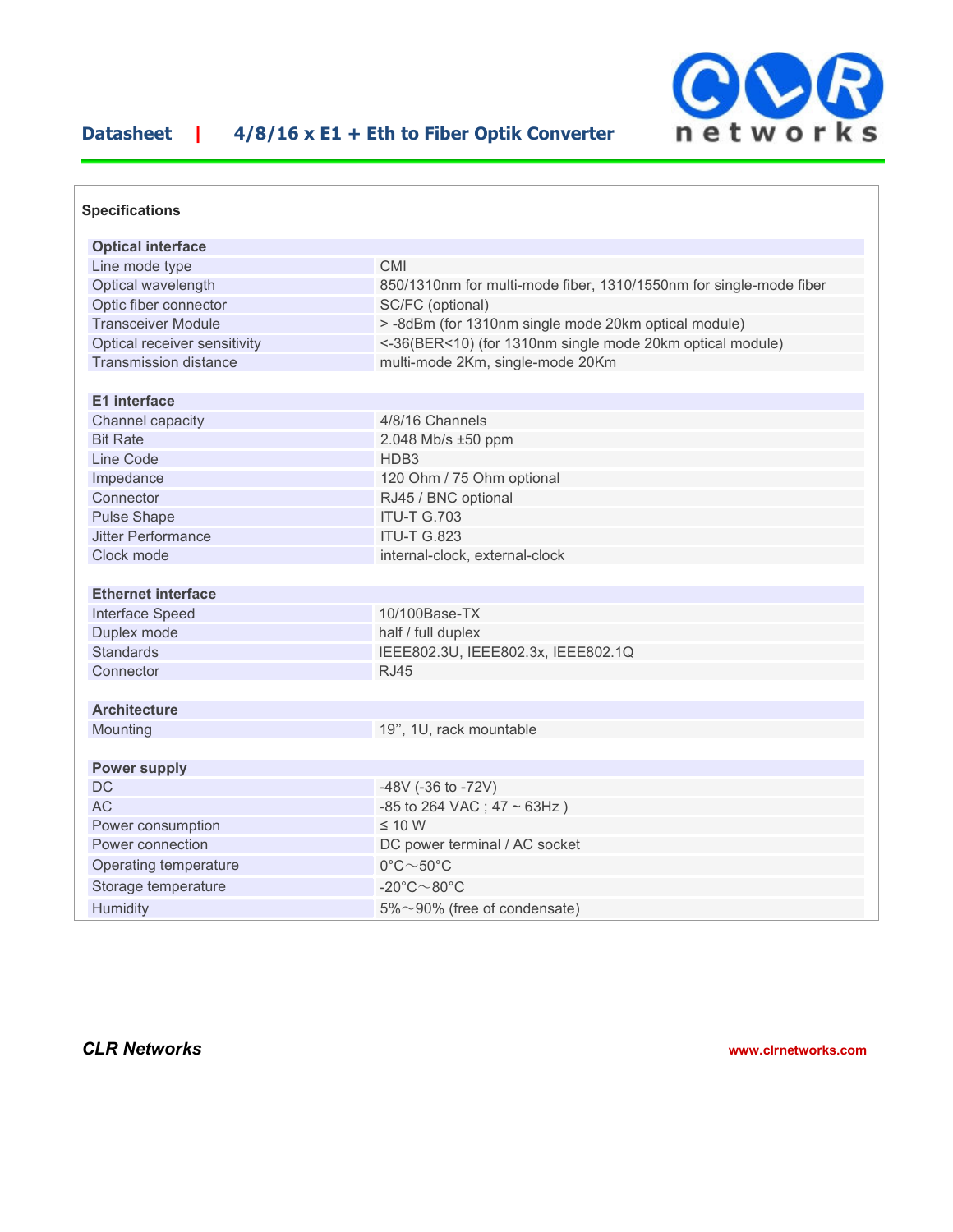## Specifications

| Optical interface | |
|---|---|
| Line mode type | CMI |
| Optical wavelength | 850/1310nm for multi-mode fiber, 1310/1550nm for single-mode fiber |
| Optic fiber connector | SC/FC (optional) |
| Transceiver Module | > -8dBm (for 1310nm single mode 20km optical module) |
| Optical receiver sensitivity | <-36(BER<10) (for 1310nm single mode 20km optical module) |
| Transmission distance | multi-mode 2Km, single-mode 20Km |

| E1 interface | |
|---|---|
| Channel capacity | 4/8/16 Channels |
| Bit Rate | 2.048 Mb/s ±50 ppm |
| Line Code | HDB3 |
| Impedance | 120 Ohm / 75 Ohm optional |
| Connector | RJ45 / BNC optional |
| Pulse Shape | ITU-T G.703 |
| Jitter Performance | ITU-T G.823 |
| Clock mode | internal-clock, external-clock |

| Ethernet interface | |
|---|---|
| Interface Speed | 10/100Base-TX |
| Duplex mode | half / full duplex |
| Standards | IEEE802.3U, IEEE802.3x, IEEE802.1Q |
| Connector | RJ45 |

| Architecture | |
|---|---|
| Mounting | 19'', 1U, rack mountable |

| Power supply | |
|---|---|
| DC | -48V (-36 to -72V) |
| AC | -85 to 264 VAC ; 47 ~ 63Hz ) |
| Power consumption | ≤ 10 W |
| Power connection | DC power terminal / AC socket |
| Operating temperature | 0°C～50°C |
| Storage temperature | -20°C～80°C |
| Humidity | 5%～90% (free of condensate) |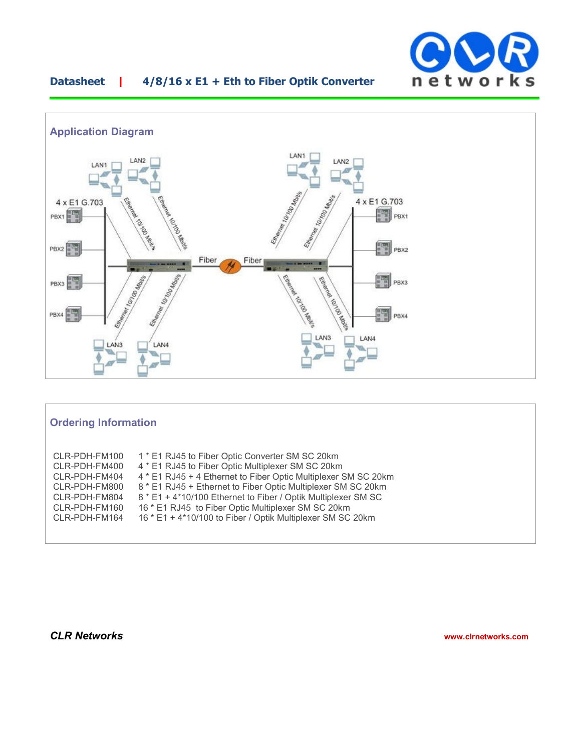## Application Diagram

LAN1
LAN2
4 x E1 G.703
PBX1
PBX2
PBX3
PBX4
Ethernet 10/100 Mbit/s
Ethernet 10/100 Mbit/s
Fiber
Fiber
Ethernet 10/100 Mbit/s
Ethernet 10/100 Mbit/s
LAN3
LAN4
LAN1
LAN2
4 x E1 G.703
PBX1
PBX2
PBX3
PBX4
Ethernet 10/100 Mbit/s
Ethernet 10/100 Mbit/s
Ethernet 10/100 Mbit/s
Ethernet 10/100 Mbit/s
LAN3
LAN4

## Ordering Information

| | |
|---|---|
| CLR-PDH-FM100 | 1 * E1 RJ45 to Fiber Optic Converter SM SC 20km |
| CLR-PDH-FM400 | 4 * E1 RJ45 to Fiber Optic Multiplexer SM SC 20km |
| CLR-PDH-FM404 | 4 * E1 RJ45 + 4 Ethernet to Fiber Optic Multiplexer SM SC 20km |
| CLR-PDH-FM800 | 8 * E1 RJ45 + Ethernet to Fiber Optic Multiplexer SM SC 20km |
| CLR-PDH-FM804 | 8 * E1 + 4*10/100 Ethernet to Fiber / Optik Multiplexer SM SC |
| CLR-PDH-FM160 | 16 * E1 RJ45 to Fiber Optic Multiplexer SM SC 20km |
| CLR-PDH-FM164 | 16 * E1 + 4*10/100 to Fiber / Optik Multiplexer SM SC 20km |